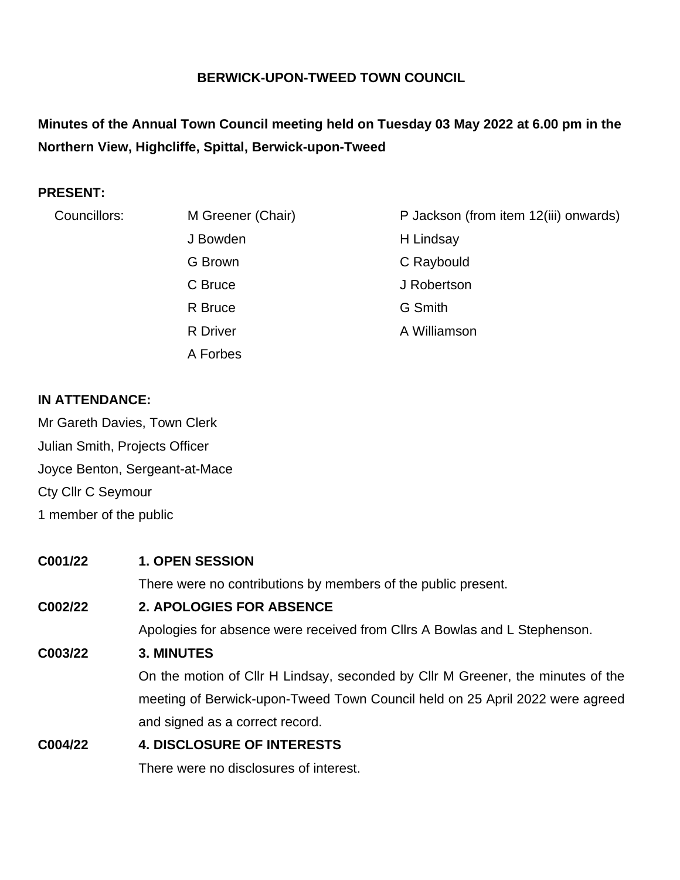**BERWICK-UPON-TWEED TOWN COUNCIL**

**Minutes of the Annual Town Council meeting held on Tuesday 03 May 2022 at 6.00 pm in the Northern View, Highcliffe, Spittal, Berwick-upon-Tweed**

**PRESENT:**

| Councillors: | M Greener (Chair) | P Jackson (from item 12(iii) onwards) |
|---|---|---|
| | J Bowden | H Lindsay |
| | G Brown | C Raybould |
| | C Bruce | J Robertson |
| | R Bruce | G Smith |
| | R Driver | A Williamson |
| | A Forbes | |

**IN ATTENDANCE:**

Mr Gareth Davies, Town Clerk
Julian Smith, Projects Officer
Joyce Benton, Sergeant-at-Mace
Cty Cllr C Seymour
1 member of the public

**C001/22 1. OPEN SESSION**

There were no contributions by members of the public present.

**C002/22 2. APOLOGIES FOR ABSENCE**

Apologies for absence were received from Cllrs A Bowlas and L Stephenson.

**C003/22 3. MINUTES**

On the motion of Cllr H Lindsay, seconded by Cllr M Greener, the minutes of the meeting of Berwick-upon-Tweed Town Council held on 25 April 2022 were agreed and signed as a correct record.

**C004/22 4. DISCLOSURE OF INTERESTS**

There were no disclosures of interest.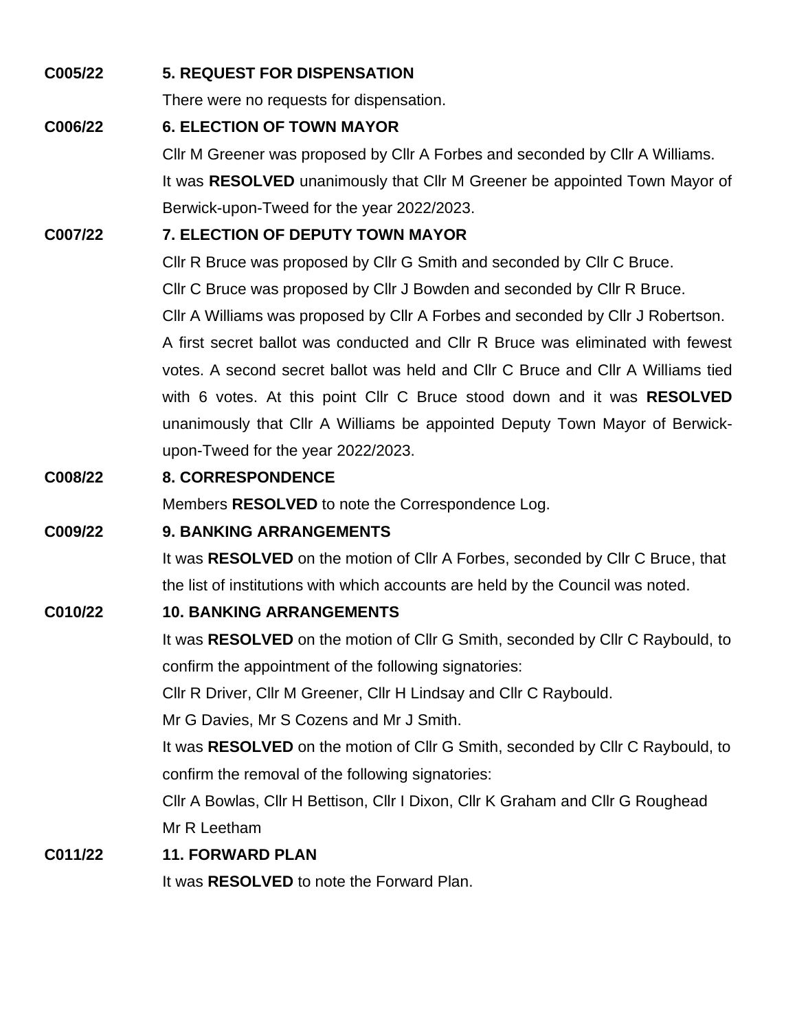**C005/22** **5. REQUEST FOR DISPENSATION**

There were no requests for dispensation.

**C006/22** **6. ELECTION OF TOWN MAYOR**

Cllr M Greener was proposed by Cllr A Forbes and seconded by Cllr A Williams.

It was **RESOLVED** unanimously that Cllr M Greener be appointed Town Mayor of Berwick-upon-Tweed for the year 2022/2023.

**C007/22** **7. ELECTION OF DEPUTY TOWN MAYOR**

Cllr R Bruce was proposed by Cllr G Smith and seconded by Cllr C Bruce.

Cllr C Bruce was proposed by Cllr J Bowden and seconded by Cllr R Bruce.

Cllr A Williams was proposed by Cllr A Forbes and seconded by Cllr J Robertson.

A first secret ballot was conducted and Cllr R Bruce was eliminated with fewest votes. A second secret ballot was held and Cllr C Bruce and Cllr A Williams tied with 6 votes. At this point Cllr C Bruce stood down and it was **RESOLVED** unanimously that Cllr A Williams be appointed Deputy Town Mayor of Berwick-upon-Tweed for the year 2022/2023.

**C008/22** **8. CORRESPONDENCE**

Members **RESOLVED** to note the Correspondence Log.

**C009/22** **9. BANKING ARRANGEMENTS**

It was **RESOLVED** on the motion of Cllr A Forbes, seconded by Cllr C Bruce, that the list of institutions with which accounts are held by the Council was noted.

**C010/22** **10. BANKING ARRANGEMENTS**

It was **RESOLVED** on the motion of Cllr G Smith, seconded by Cllr C Raybould, to confirm the appointment of the following signatories:

Cllr R Driver, Cllr M Greener, Cllr H Lindsay and Cllr C Raybould.

Mr G Davies, Mr S Cozens and Mr J Smith.

It was **RESOLVED** on the motion of Cllr G Smith, seconded by Cllr C Raybould, to confirm the removal of the following signatories:

Cllr A Bowlas, Cllr H Bettison, Cllr I Dixon, Cllr K Graham and Cllr G Roughead

Mr R Leetham

**C011/22** **11. FORWARD PLAN**

It was **RESOLVED** to note the Forward Plan.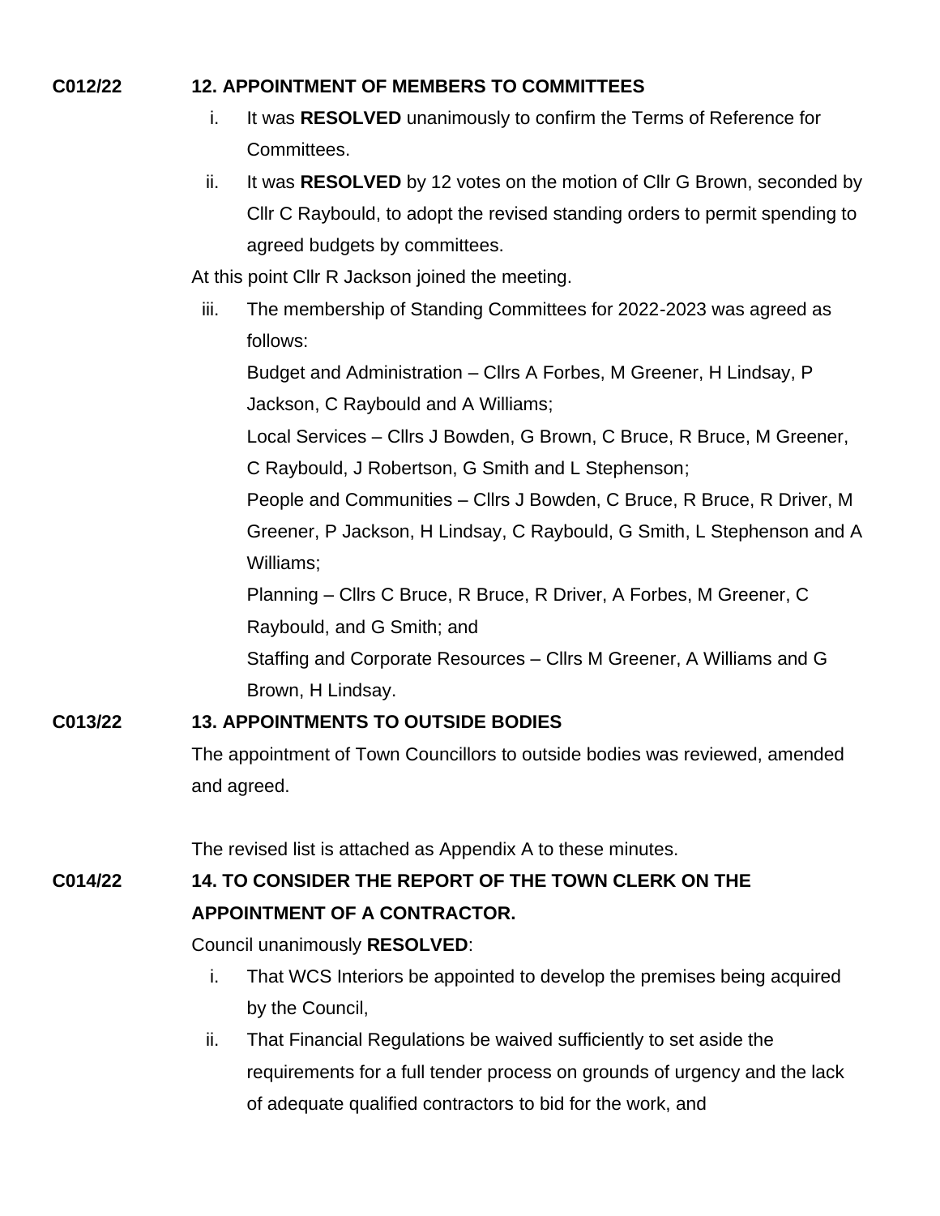**C012/22** **12. APPOINTMENT OF MEMBERS TO COMMITTEES**

i. It was **RESOLVED** unanimously to confirm the Terms of Reference for Committees.

ii. It was **RESOLVED** by 12 votes on the motion of Cllr G Brown, seconded by Cllr C Raybould, to adopt the revised standing orders to permit spending to agreed budgets by committees.

At this point Cllr R Jackson joined the meeting.

iii. The membership of Standing Committees for 2022-2023 was agreed as follows:

Budget and Administration – Cllrs A Forbes, M Greener, H Lindsay, P Jackson, C Raybould and A Williams;

Local Services – Cllrs J Bowden, G Brown, C Bruce, R Bruce, M Greener, C Raybould, J Robertson, G Smith and L Stephenson;

People and Communities – Cllrs J Bowden, C Bruce, R Bruce, R Driver, M Greener, P Jackson, H Lindsay, C Raybould, G Smith, L Stephenson and A Williams;

Planning – Cllrs C Bruce, R Bruce, R Driver, A Forbes, M Greener, C Raybould, and G Smith; and

Staffing and Corporate Resources – Cllrs M Greener, A Williams and G Brown, H Lindsay.

**C013/22** **13. APPOINTMENTS TO OUTSIDE BODIES**

The appointment of Town Councillors to outside bodies was reviewed, amended and agreed.

The revised list is attached as Appendix A to these minutes.

**C014/22** **14. TO CONSIDER THE REPORT OF THE TOWN CLERK ON THE APPOINTMENT OF A CONTRACTOR.**

Council unanimously **RESOLVED**:

i. That WCS Interiors be appointed to develop the premises being acquired by the Council,

ii. That Financial Regulations be waived sufficiently to set aside the requirements for a full tender process on grounds of urgency and the lack of adequate qualified contractors to bid for the work, and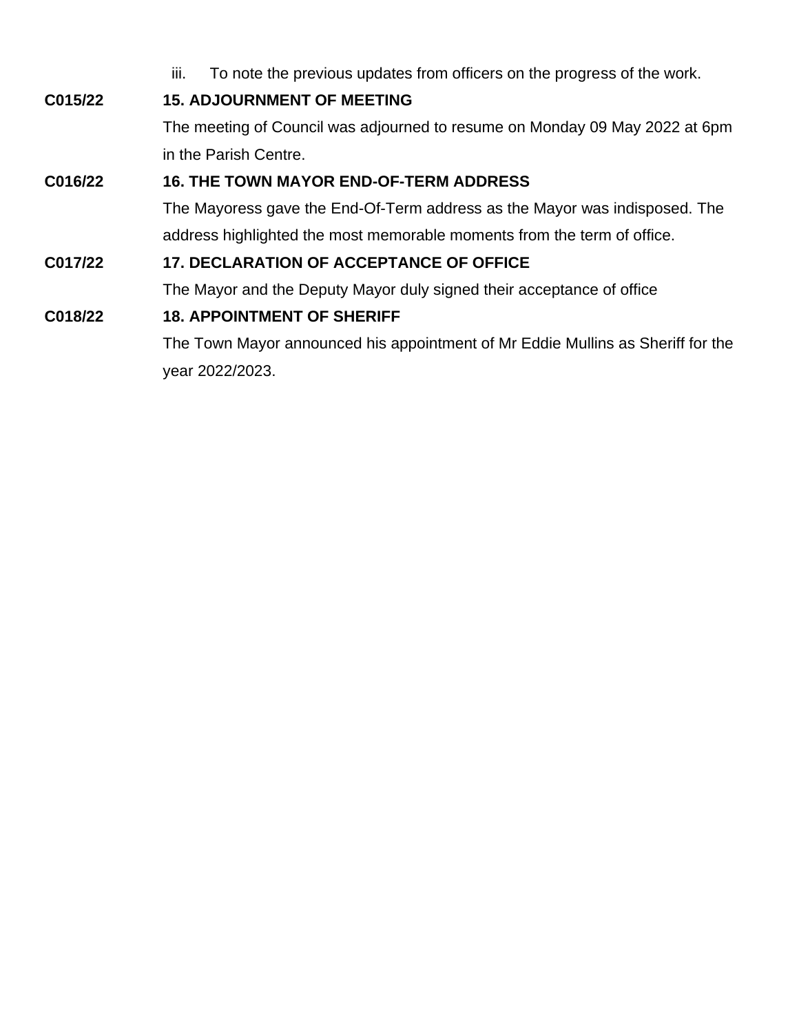iii. To note the previous updates from officers on the progress of the work.

**C015/22** **15. ADJOURNMENT OF MEETING**

The meeting of Council was adjourned to resume on Monday 09 May 2022 at 6pm in the Parish Centre.

**C016/22** **16. THE TOWN MAYOR END-OF-TERM ADDRESS**

The Mayoress gave the End-Of-Term address as the Mayor was indisposed. The address highlighted the most memorable moments from the term of office.

**C017/22** **17. DECLARATION OF ACCEPTANCE OF OFFICE**

The Mayor and the Deputy Mayor duly signed their acceptance of office

**C018/22** **18. APPOINTMENT OF SHERIFF**

The Town Mayor announced his appointment of Mr Eddie Mullins as Sheriff for the year 2022/2023.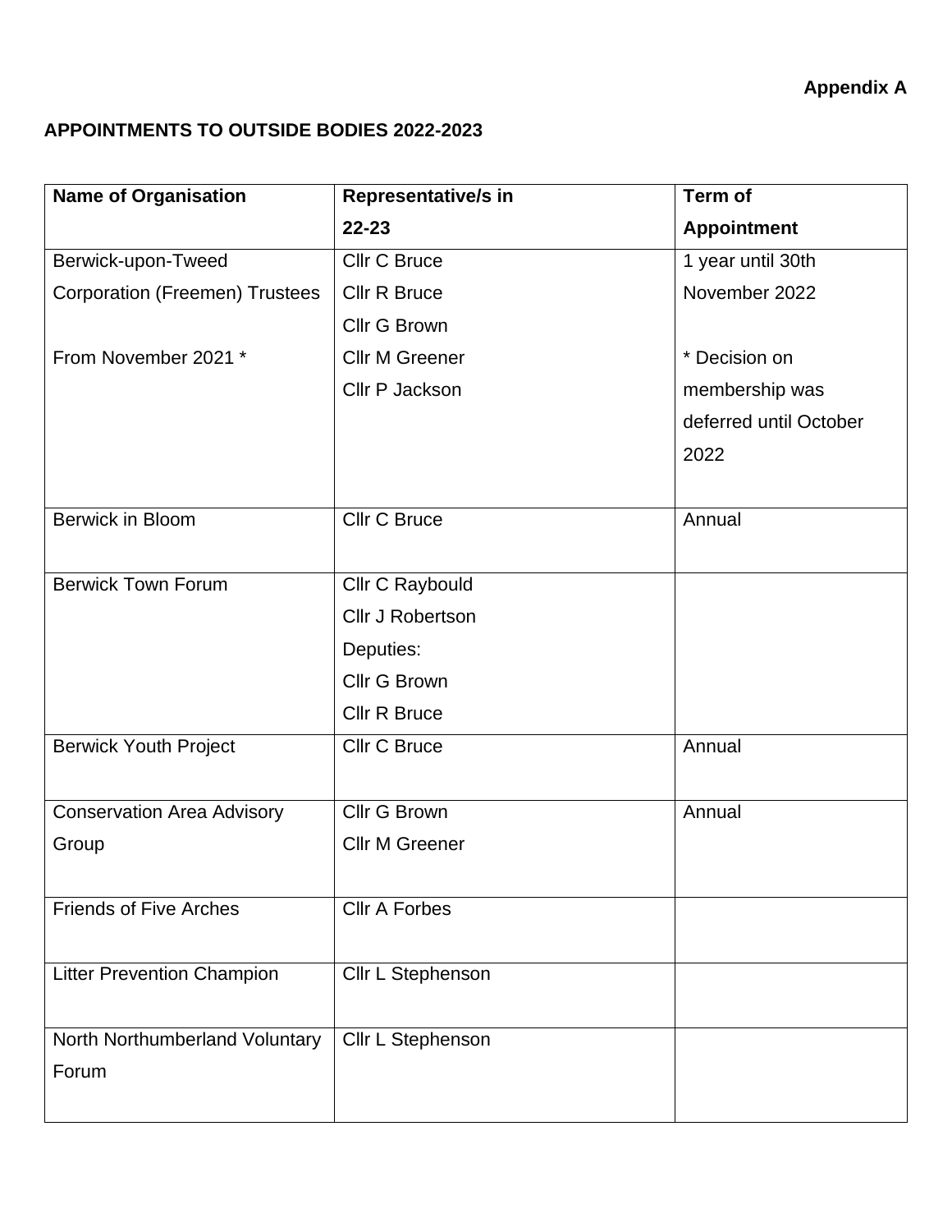**Appendix A**

**APPOINTMENTS TO OUTSIDE BODIES 2022-2023**

| **Name of Organisation** | **Representative/s in 22-23** | **Term of Appointment** |
|---|---|---|
| Berwick-upon-Tweed Corporation (Freemen) Trustees<br><br>From November 2021 * | Cllr C Bruce<br>Cllr R Bruce<br>Cllr G Brown<br>Cllr M Greener<br>Cllr P Jackson | 1 year until 30th November 2022<br><br>* Decision on membership was deferred until October 2022 |
| Berwick in Bloom | Cllr C Bruce | Annual |
| Berwick Town Forum | Cllr C Raybould<br>Cllr J Robertson<br>Deputies:<br>Cllr G Brown<br>Cllr R Bruce | |
| Berwick Youth Project | Cllr C Bruce | Annual |
| Conservation Area Advisory Group | Cllr G Brown<br>Cllr M Greener | Annual |
| Friends of Five Arches | Cllr A Forbes | |
| Litter Prevention Champion | Cllr L Stephenson | |
| North Northumberland Voluntary Forum | Cllr L Stephenson | |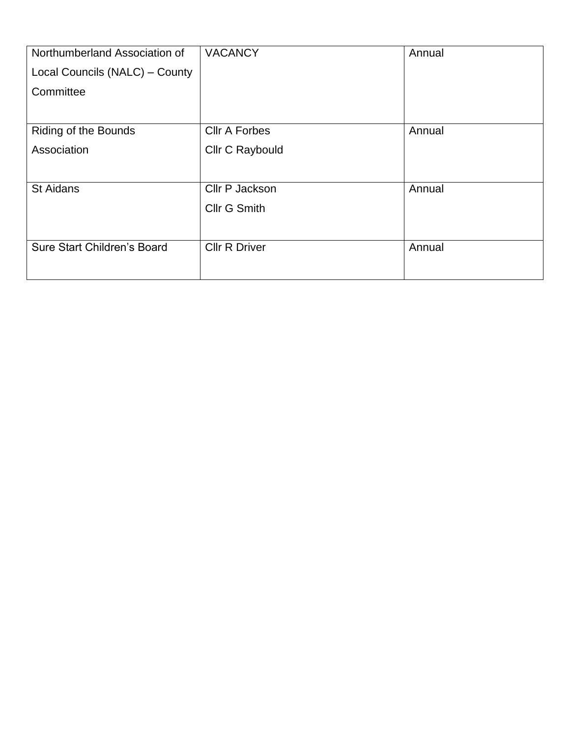| | | |
|---|---|---|
| Northumberland Association of Local Councils (NALC) – County Committee | VACANCY | Annual |
| Riding of the Bounds Association | Cllr A Forbes<br>Cllr C Raybould | Annual |
| St Aidans | Cllr P Jackson<br>Cllr G Smith | Annual |
| Sure Start Children's Board | Cllr R Driver | Annual |